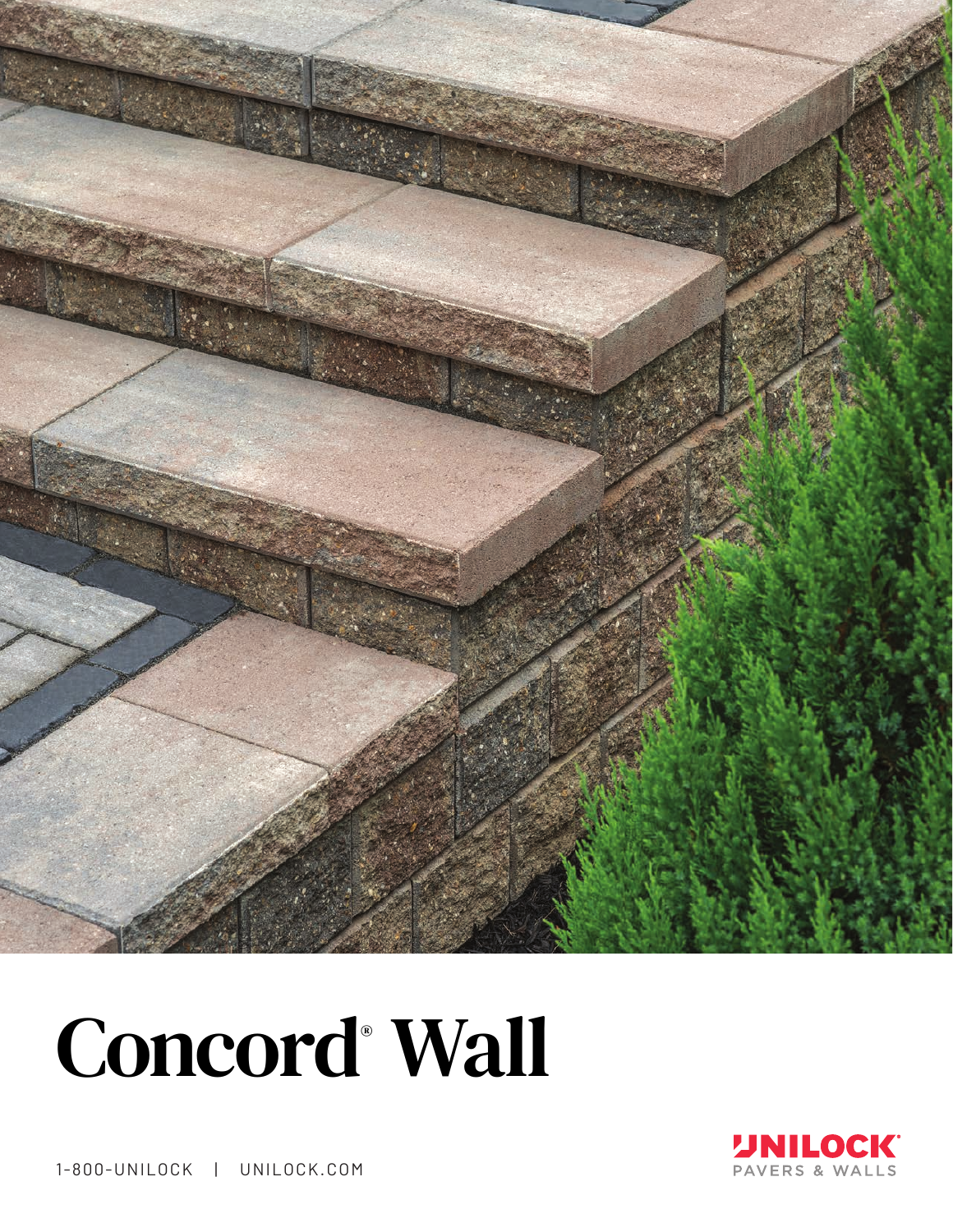# Concord® Wall

1-800-UNILOCK | UNILOCK.COM

UNILOCK® PAVERS & WALLS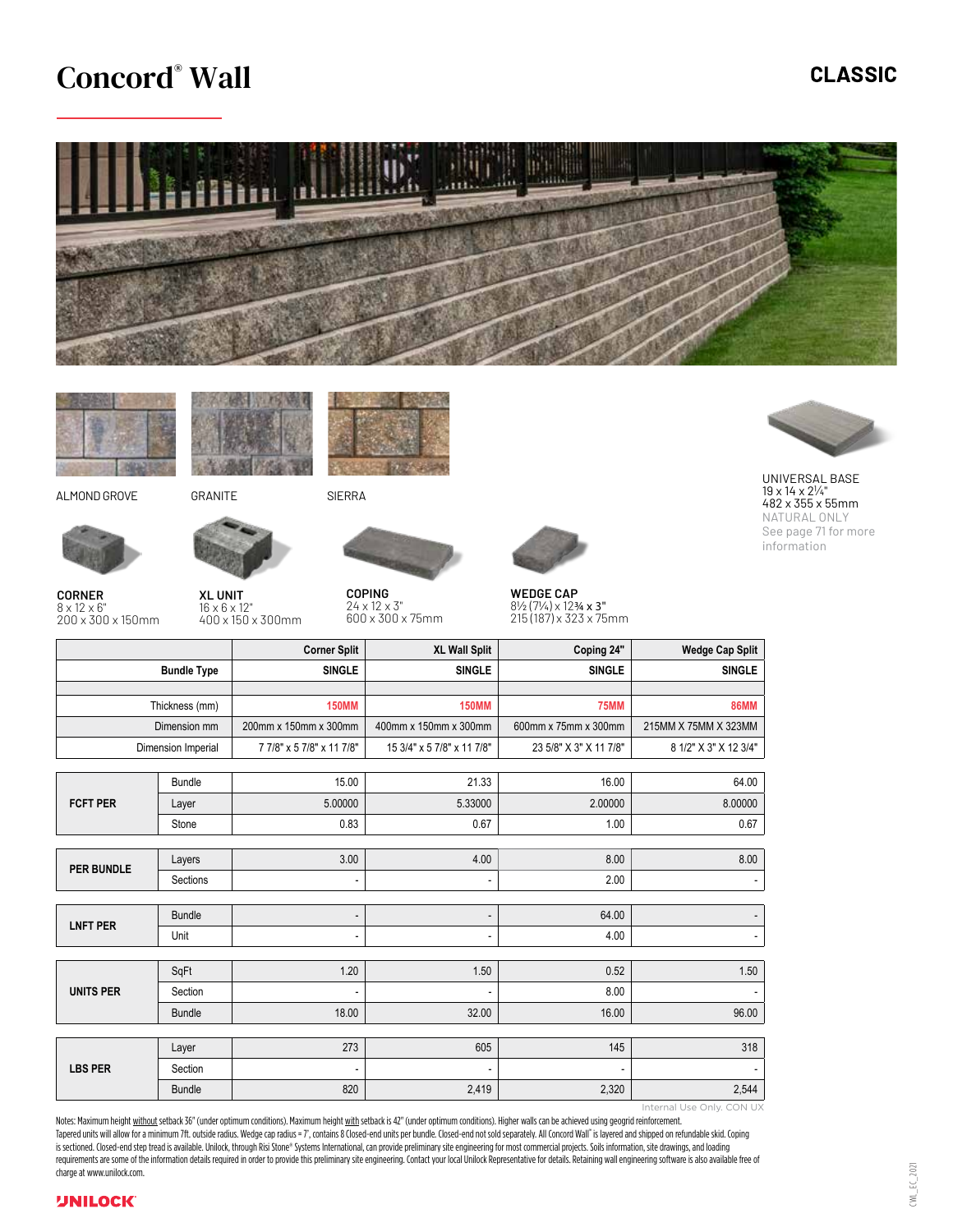# Concord® Wall

**CLASSIC**

ALMOND GROVE

GRANITE

SIERRA

UNIVERSAL BASE
19 x 14 x 2¼"
482 x 355 x 55mm
NATURAL ONLY
See page 71 for more information

**CORNER**
8 x 12 x 6"
200 x 300 x 150mm

**XL UNIT**
16 x 6 x 12"
400 x 150 x 300mm

**COPING**
24 x 12 x 3"
600 x 300 x 75mm

**WEDGE CAP**
8½ (7¼) x 12¾ x 3"
215 (187) x 323 x 75mm

| | | Corner Split | XL Wall Split | Coping 24" | Wedge Cap Split |
|---|---|---|---|---|---|
| | Bundle Type | SINGLE | SINGLE | SINGLE | SINGLE |
| | | | | | |
| | Thickness (mm) | 150MM | 150MM | 75MM | 86MM |
| | Dimension mm | 200mm x 150mm x 300mm | 400mm x 150mm x 300mm | 600mm x 75mm x 300mm | 215MM X 75MM X 323MM |
| | Dimension Imperial | 7 7/8" x 5 7/8" x 11 7/8" | 15 3/4" x 5 7/8" x 11 7/8" | 23 5/8" X 3" X 11 7/8" | 8 1/2" X 3" X 12 3/4" |
| FCFT PER | Bundle | 15.00 | 21.33 | 16.00 | 64.00 |
| | Layer | 5.00000 | 5.33000 | 2.00000 | 8.00000 |
| | Stone | 0.83 | 0.67 | 1.00 | 0.67 |
| PER BUNDLE | Layers | 3.00 | 4.00 | 8.00 | 8.00 |
| | Sections | - | - | 2.00 | - |
| LNFT PER | Bundle | - | - | 64.00 | - |
| | Unit | - | - | 4.00 | - |
| UNITS PER | SqFt | 1.20 | 1.50 | 0.52 | 1.50 |
| | Section | - | - | 8.00 | - |
| | Bundle | 18.00 | 32.00 | 16.00 | 96.00 |
| LBS PER | Layer | 273 | 605 | 145 | 318 |
| | Section | - | - | - | - |
| | Bundle | 820 | 2,419 | 2,320 | 2,544 |

Internal Use Only. CON UX

Notes: Maximum height without setback 36" (under optimum conditions). Maximum height with setback is 42" (under optimum conditions). Higher walls can be achieved using geogrid reinforcement. Tapered units will allow for a minimum 7ft. outside radius. Wedge cap radius = 7', contains 8 Closed-end units per bundle. Closed-end not sold separately. All Concord Wall® is layered and shipped on refundable skid. Coping is sectioned. Closed-end step tread is available. Unilock, through Risi Stone® Systems International, can provide preliminary site engineering for most commercial projects. Soils information, site drawings, and loading requirements are some of the information details required in order to provide this preliminary site engineering. Contact your local Unilock Representative for details. Retaining wall engineering software is also available free of charge at www.unilock.com.

UNILOCK

CWL_EC_2021